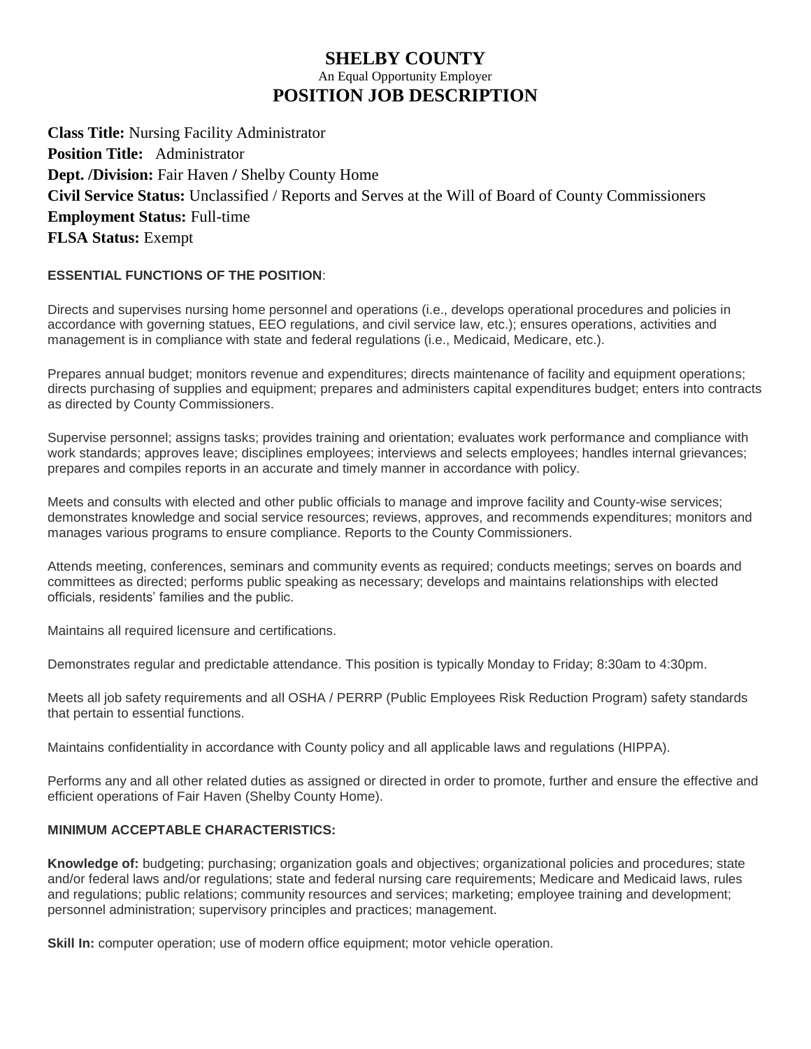# SHELBY COUNTY

An Equal Opportunity Employer

# POSITION JOB DESCRIPTION

**Class Title:** Nursing Facility Administrator
**Position Title:** Administrator
**Dept. /Division:** Fair Haven / Shelby County Home
**Civil Service Status:** Unclassified / Reports and Serves at the Will of Board of County Commissioners
**Employment Status:** Full-time
**FLSA Status:** Exempt

## ESSENTIAL FUNCTIONS OF THE POSITION:

Directs and supervises nursing home personnel and operations (i.e., develops operational procedures and policies in accordance with governing statues, EEO regulations, and civil service law, etc.); ensures operations, activities and management is in compliance with state and federal regulations (i.e., Medicaid, Medicare, etc.).

Prepares annual budget; monitors revenue and expenditures; directs maintenance of facility and equipment operations; directs purchasing of supplies and equipment; prepares and administers capital expenditures budget; enters into contracts as directed by County Commissioners.

Supervise personnel; assigns tasks; provides training and orientation; evaluates work performance and compliance with work standards; approves leave; disciplines employees; interviews and selects employees; handles internal grievances; prepares and compiles reports in an accurate and timely manner in accordance with policy.

Meets and consults with elected and other public officials to manage and improve facility and County-wise services; demonstrates knowledge and social service resources; reviews, approves, and recommends expenditures; monitors and manages various programs to ensure compliance. Reports to the County Commissioners.

Attends meeting, conferences, seminars and community events as required; conducts meetings; serves on boards and committees as directed; performs public speaking as necessary; develops and maintains relationships with elected officials, residents' families and the public.

Maintains all required licensure and certifications.

Demonstrates regular and predictable attendance. This position is typically Monday to Friday; 8:30am to 4:30pm.

Meets all job safety requirements and all OSHA / PERRP (Public Employees Risk Reduction Program) safety standards that pertain to essential functions.

Maintains confidentiality in accordance with County policy and all applicable laws and regulations (HIPPA).

Performs any and all other related duties as assigned or directed in order to promote, further and ensure the effective and efficient operations of Fair Haven (Shelby County Home).

## MINIMUM ACCEPTABLE CHARACTERISTICS:

**Knowledge of:** budgeting; purchasing; organization goals and objectives; organizational policies and procedures; state and/or federal laws and/or regulations; state and federal nursing care requirements; Medicare and Medicaid laws, rules and regulations; public relations; community resources and services; marketing; employee training and development; personnel administration; supervisory principles and practices; management.

**Skill In:** computer operation; use of modern office equipment; motor vehicle operation.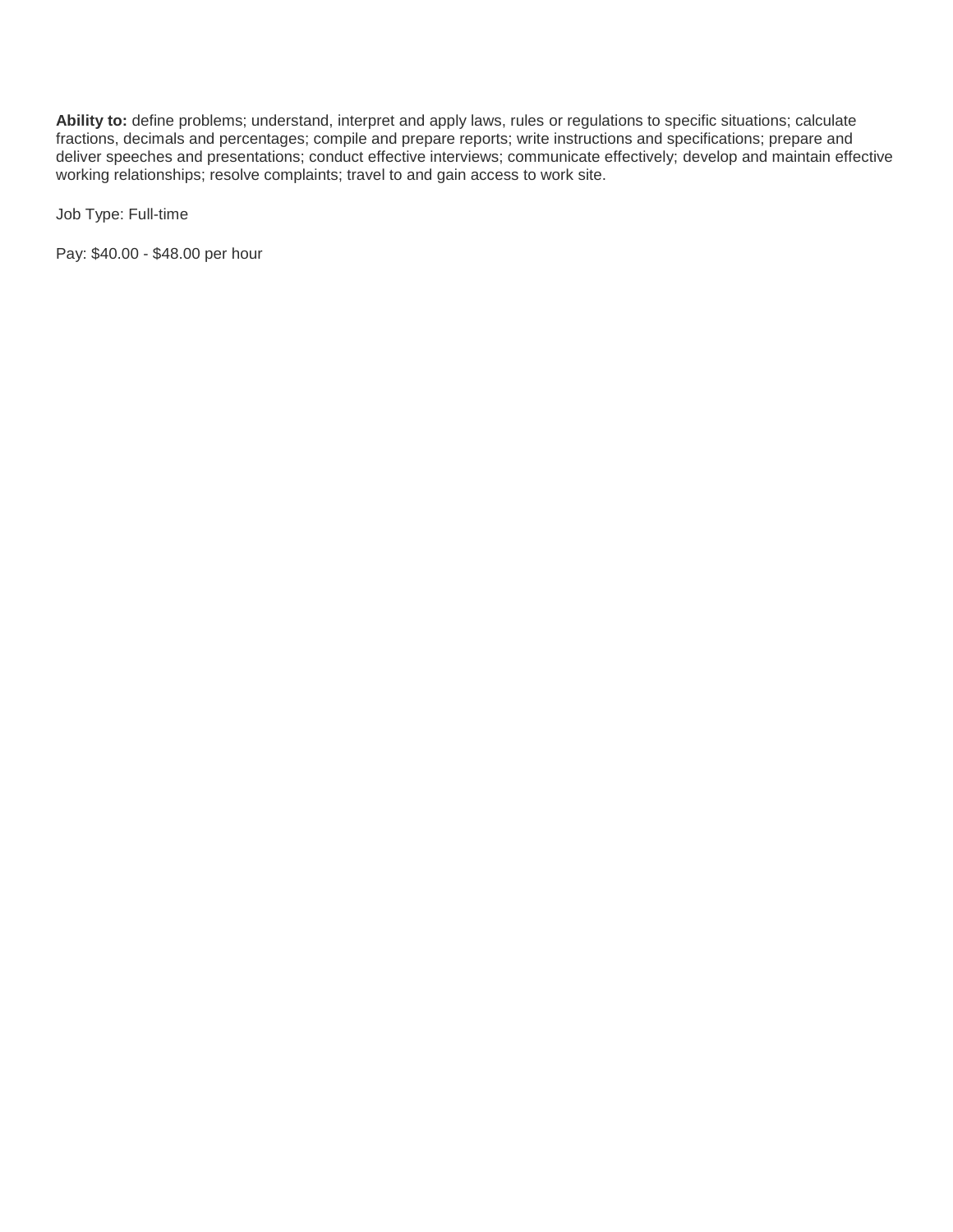**Ability to:** define problems; understand, interpret and apply laws, rules or regulations to specific situations; calculate fractions, decimals and percentages; compile and prepare reports; write instructions and specifications; prepare and deliver speeches and presentations; conduct effective interviews; communicate effectively; develop and maintain effective working relationships; resolve complaints; travel to and gain access to work site.

Job Type: Full-time

Pay: $40.00 - $48.00 per hour